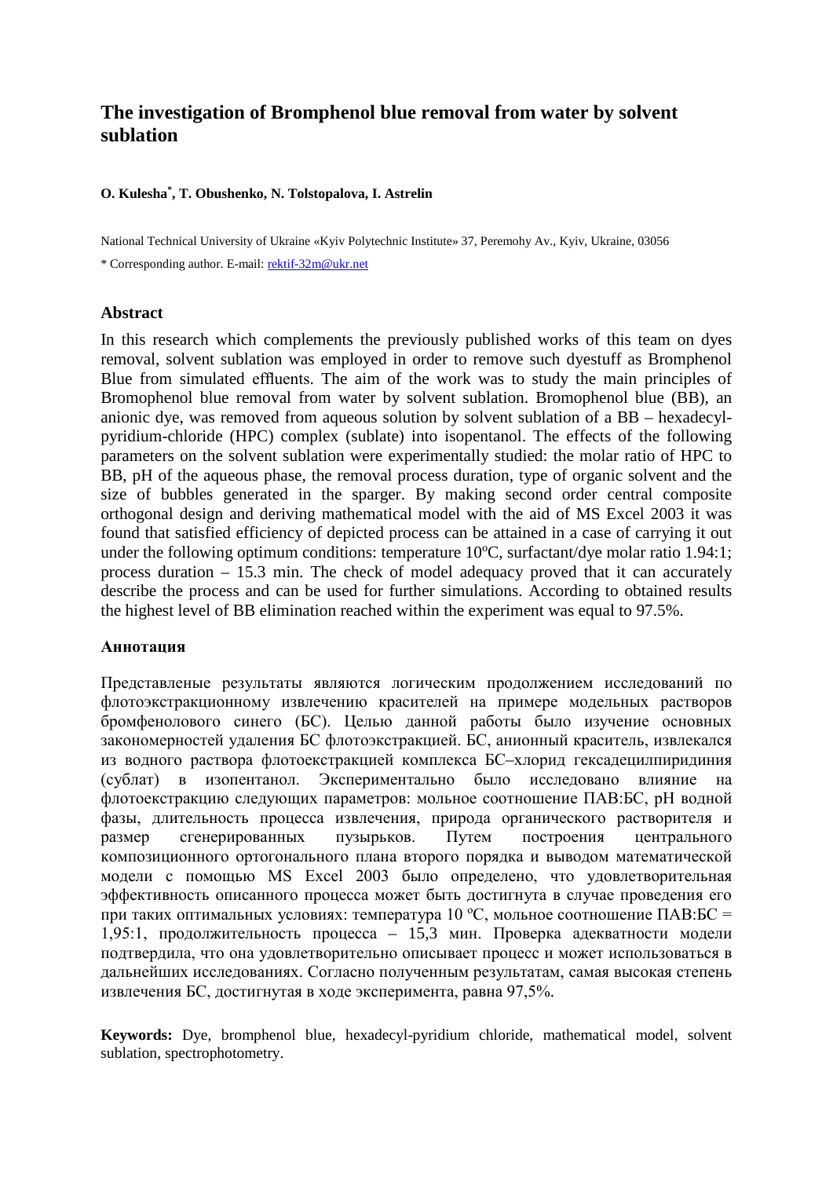# The investigation of Bromphenol blue removal from water by solvent sublation

**O. Kulesha[*], T. Obushenko, N. Tolstopalova, I. Astrelin**

National Technical University of Ukraine «Kyiv Polytechnic Institute» 37, Peremohy Av., Kyiv, Ukraine, 03056

[*] Corresponding author. E-mail: rektif-32m@ukr.net

## Abstract

In this research which complements the previously published works of this team on dyes removal, solvent sublation was employed in order to remove such dyestuff as Bromphenol Blue from simulated effluents. The aim of the work was to study the main principles of Bromophenol blue removal from water by solvent sublation. Bromophenol blue (BB), an anionic dye, was removed from aqueous solution by solvent sublation of a BB – hexadecyl-pyridium-chloride (HPC) complex (sublate) into isopentanol. The effects of the following parameters on the solvent sublation were experimentally studied: the molar ratio of HPC to BB, pH of the aqueous phase, the removal process duration, type of organic solvent and the size of bubbles generated in the sparger. By making second order central composite orthogonal design and deriving mathematical model with the aid of MS Excel 2003 it was found that satisfied efficiency of depicted process can be attained in a case of carrying it out under the following optimum conditions: temperature $10^oC$, surfactant/dye molar ratio 1.94:1; process duration – 15.3 min. The check of model adequacy proved that it can accurately describe the process and can be used for further simulations. According to obtained results the highest level of BB elimination reached within the experiment was equal to 97.5%.

## Аннотация

Представленые результаты являются логическим продолжением исследований по флотоэкстракционному извлечению красителей на примере модельных растворов бромфенолового синего (БС). Целью данной работы было изучение основных закономерностей удаления БС флотоэкстракцией. БС, анионный краситель, извлекался из водного раствора флотоекстракцией комплекса БС–хлорид гексадецилпиридиния (сублат) в изопентанол. Экспериментально было исследовано влияние на флотоекстракцию следующих параметров: мольное соотношение ПАВ:БС, рН водной фазы, длительность процесса извлечения, природа органического растворителя и размер сгенерированных пузырьков. Путем построения центрального композиционного ортогонального плана второго порядка и выводом математической модели с помощью MS Excel 2003 было определено, что удовлетворительная эффективность описанного процесса может быть достигнута в случае проведения его при таких оптимальных условиях: температура 10 $^oC$, мольное соотношение ПАВ:БС = 1,95:1, продолжительность процесса – 15,3 мин. Проверка адекватности модели подтвердила, что она удовлетворительно описывает процесс и может использоваться в дальнейших исследованиях. Согласно полученным результатам, самая высокая степень извлечения БС, достигнутая в ходе эксперимента, равна 97,5%.

**Keywords:** Dye, bromphenol blue, hexadecyl-pyridium chloride, mathematical model, solvent sublation, spectrophotometry.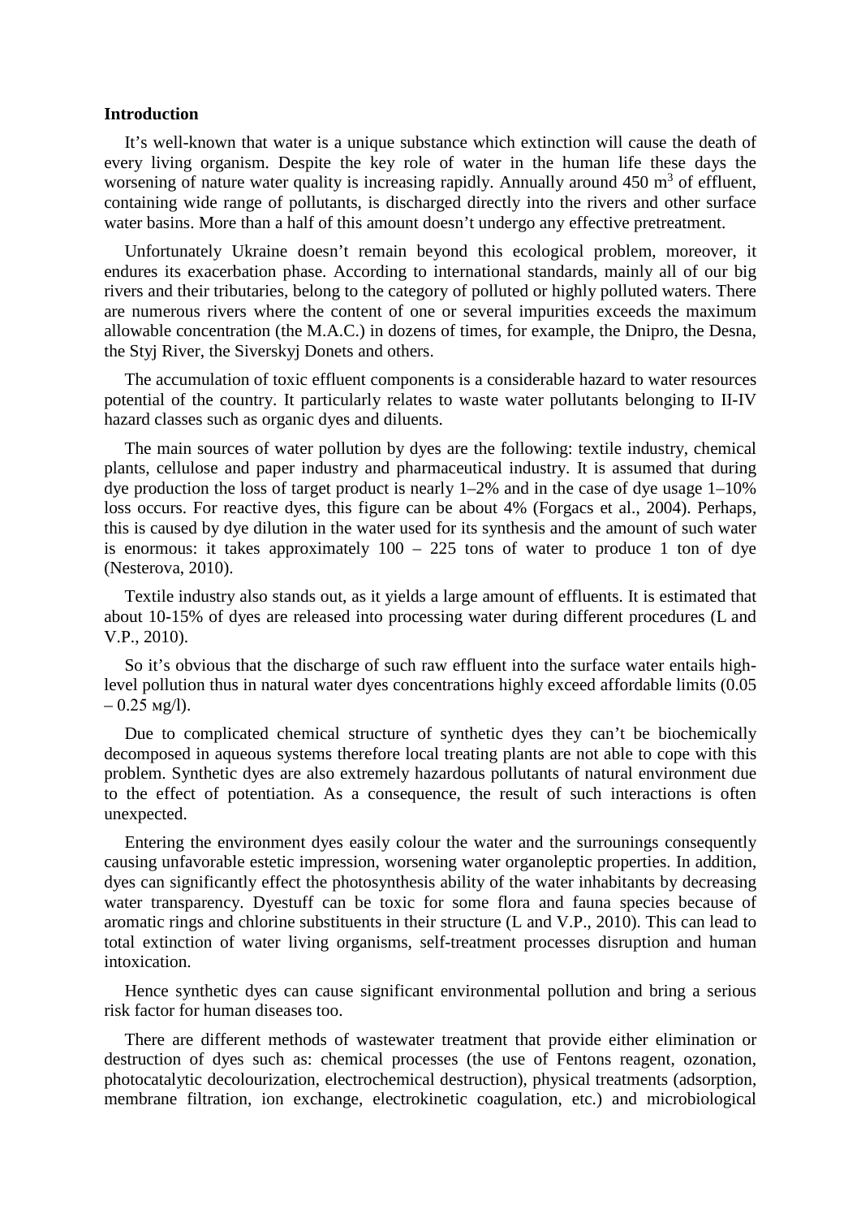**Introduction**

It's well-known that water is a unique substance which extinction will cause the death of every living organism. Despite the key role of water in the human life these days the worsening of nature water quality is increasing rapidly. Annually around 450 $m^3$ of effluent, containing wide range of pollutants, is discharged directly into the rivers and other surface water basins. More than a half of this amount doesn't undergo any effective pretreatment.

Unfortunately Ukraine doesn't remain beyond this ecological problem, moreover, it endures its exacerbation phase. According to international standards, mainly all of our big rivers and their tributaries, belong to the category of polluted or highly polluted waters. There are numerous rivers where the content of one or several impurities exceeds the maximum allowable concentration (the M.A.C.) in dozens of times, for example, the Dnipro, the Desna, the Styj River, the Siverskyj Donets and others.

The accumulation of toxic effluent components is a considerable hazard to water resources potential of the country. It particularly relates to waste water pollutants belonging to II-IV hazard classes such as organic dyes and diluents.

The main sources of water pollution by dyes are the following: textile industry, chemical plants, cellulose and paper industry and pharmaceutical industry. It is assumed that during dye production the loss of target product is nearly 1–2% and in the case of dye usage 1–10% loss occurs. For reactive dyes, this figure can be about 4% (Forgacs et al., 2004). Perhaps, this is caused by dye dilution in the water used for its synthesis and the amount of such water is enormous: it takes approximately 100 – 225 tons of water to produce 1 ton of dye (Nesterova, 2010).

Textile industry also stands out, as it yields a large amount of effluents. It is estimated that about 10-15% of dyes are released into processing water during different procedures (L and V.P., 2010).

So it's obvious that the discharge of such raw effluent into the surface water entails high-level pollution thus in natural water dyes concentrations highly exceed affordable limits (0.05 – 0.25 мg/l).

Due to complicated chemical structure of synthetic dyes they can't be biochemically decomposed in aqueous systems therefore local treating plants are not able to cope with this problem. Synthetic dyes are also extremely hazardous pollutants of natural environment due to the effect of potentiation. As a consequence, the result of such interactions is often unexpected.

Entering the environment dyes easily colour the water and the surrounings consequently causing unfavorable estetic impression, worsening water organoleptic properties. In addition, dyes can significantly effect the photosynthesis ability of the water inhabitants by decreasing water transparency. Dyestuff can be toxic for some flora and fauna species because of aromatic rings and chlorine substituents in their structure (L and V.P., 2010). This can lead to total extinction of water living organisms, self-treatment processes disruption and human intoxication.

Hence synthetic dyes can cause significant environmental pollution and bring a serious risk factor for human diseases too.

There are different methods of wastewater treatment that provide either elimination or destruction of dyes such as: chemical processes (the use of Fentons reagent, ozonation, photocatalytic decolourization, electrochemical destruction), physical treatments (adsorption, membrane filtration, ion exchange, electrokinetic coagulation, etc.) and microbiological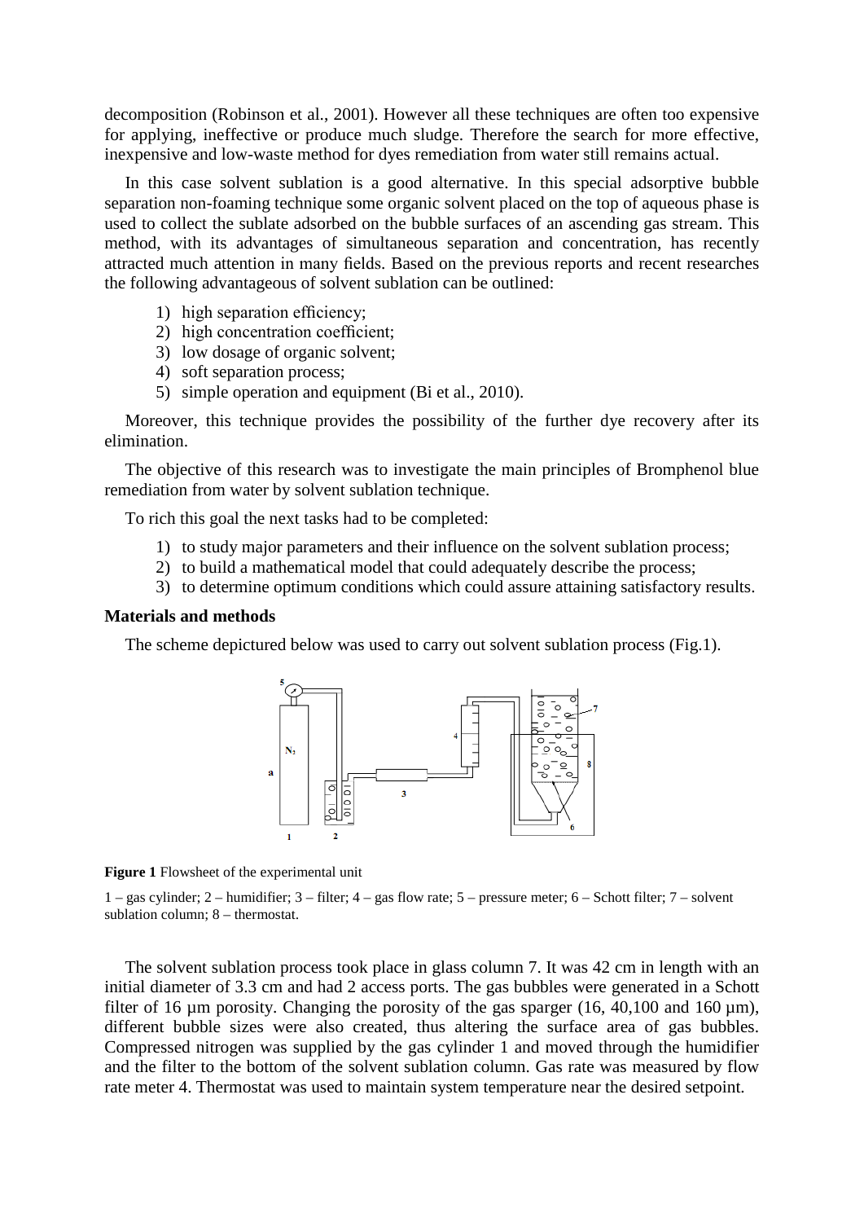decomposition (Robinson et al., 2001). However all these techniques are often too expensive for applying, ineffective or produce much sludge. Therefore the search for more effective, inexpensive and low-waste method for dyes remediation from water still remains actual.

In this case solvent sublation is a good alternative. In this special adsorptive bubble separation non-foaming technique some organic solvent placed on the top of aqueous phase is used to collect the sublate adsorbed on the bubble surfaces of an ascending gas stream. This method, with its advantages of simultaneous separation and concentration, has recently attracted much attention in many fields. Based on the previous reports and recent researches the following advantageous of solvent sublation can be outlined:

1) high separation efficiency;
2) high concentration coefficient;
3) low dosage of organic solvent;
4) soft separation process;
5) simple operation and equipment (Bi et al., 2010).

Moreover, this technique provides the possibility of the further dye recovery after its elimination.

The objective of this research was to investigate the main principles of Bromphenol blue remediation from water by solvent sublation technique.

To rich this goal the next tasks had to be completed:

1) to study major parameters and their influence on the solvent sublation process;
2) to build a mathematical model that could adequately describe the process;
3) to determine optimum conditions which could assure attaining satisfactory results.

### Materials and methods

The scheme depictured below was used to carry out solvent sublation process (Fig.1).

**Figure 1** Flowsheet of the experimental unit

1 – gas cylinder; 2 – humidifier; 3 – filter; 4 – gas flow rate; 5 – pressure meter; 6 – Schott filter; 7 – solvent sublation column; 8 – thermostat.

The solvent sublation process took place in glass column 7. It was 42 cm in length with an initial diameter of 3.3 cm and had 2 access ports. The gas bubbles were generated in a Schott filter of 16 µm porosity. Changing the porosity of the gas sparger (16, 40,100 and 160 µm), different bubble sizes were also created, thus altering the surface area of gas bubbles. Compressed nitrogen was supplied by the gas cylinder 1 and moved through the humidifier and the filter to the bottom of the solvent sublation column. Gas rate was measured by flow rate meter 4. Thermostat was used to maintain system temperature near the desired setpoint.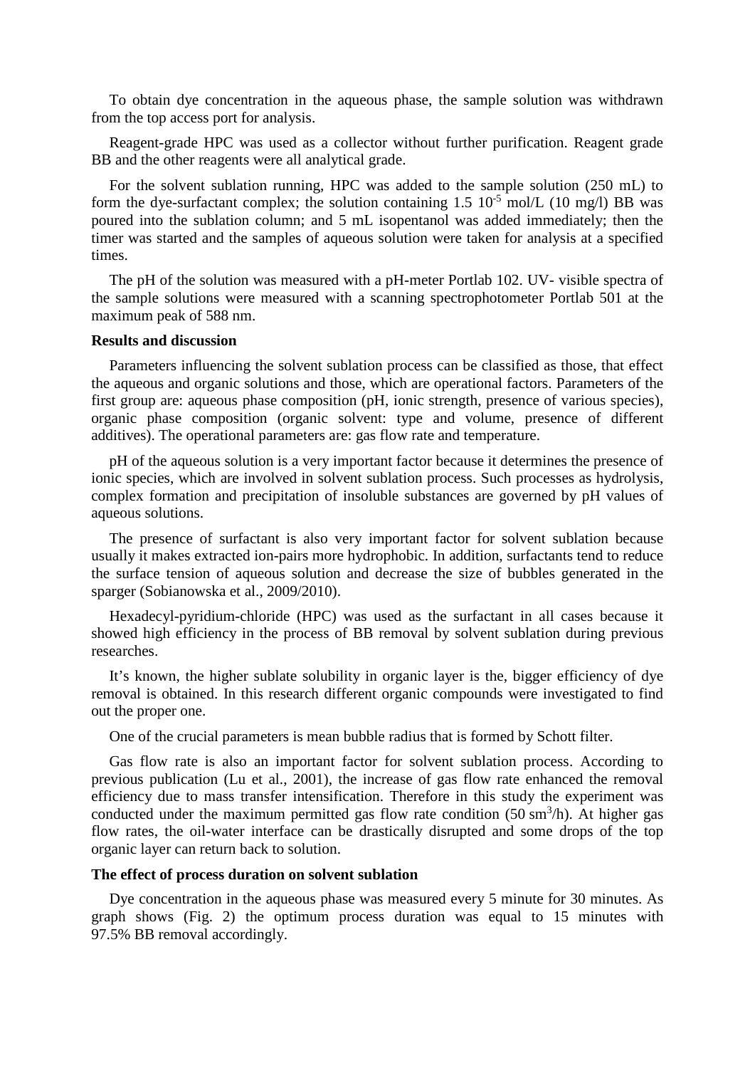To obtain dye concentration in the aqueous phase, the sample solution was withdrawn from the top access port for analysis.

Reagent-grade HPC was used as a collector without further purification. Reagent grade BB and the other reagents were all analytical grade.

For the solvent sublation running, HPC was added to the sample solution (250 mL) to form the dye-surfactant complex; the solution containing 1.5 $10^{-5}$ mol/L (10 mg/l) BB was poured into the sublation column; and 5 mL isopentanol was added immediately; then the timer was started and the samples of aqueous solution were taken for analysis at a specified times.

The pH of the solution was measured with a pH-meter Portlab 102. UV- visible spectra of the sample solutions were measured with a scanning spectrophotometer Portlab 501 at the maximum peak of 588 nm.

**Results and discussion**

Parameters influencing the solvent sublation process can be classified as those, that effect the aqueous and organic solutions and those, which are operational factors. Parameters of the first group are: aqueous phase composition (pH, ionic strength, presence of various species), organic phase composition (organic solvent: type and volume, presence of different additives). The operational parameters are: gas flow rate and temperature.

pH of the aqueous solution is a very important factor because it determines the presence of ionic species, which are involved in solvent sublation process. Such processes as hydrolysis, complex formation and precipitation of insoluble substances are governed by pH values of aqueous solutions.

The presence of surfactant is also very important factor for solvent sublation because usually it makes extracted ion-pairs more hydrophobic. In addition, surfactants tend to reduce the surface tension of aqueous solution and decrease the size of bubbles generated in the sparger (Sobianowska et al., 2009/2010).

Hexadecyl-pyridium-chloride (HPC) was used as the surfactant in all cases because it showed high efficiency in the process of BB removal by solvent sublation during previous researches.

It's known, the higher sublate solubility in organic layer is the, bigger efficiency of dye removal is obtained. In this research different organic compounds were investigated to find out the proper one.

One of the crucial parameters is mean bubble radius that is formed by Schott filter.

Gas flow rate is also an important factor for solvent sublation process. According to previous publication (Lu et al., 2001), the increase of gas flow rate enhanced the removal efficiency due to mass transfer intensification. Therefore in this study the experiment was conducted under the maximum permitted gas flow rate condition (50 $sm^3$/h). At higher gas flow rates, the oil-water interface can be drastically disrupted and some drops of the top organic layer can return back to solution.

**The effect of process duration on solvent sublation**

Dye concentration in the aqueous phase was measured every 5 minute for 30 minutes. As graph shows (Fig. 2) the optimum process duration was equal to 15 minutes with 97.5% BB removal accordingly.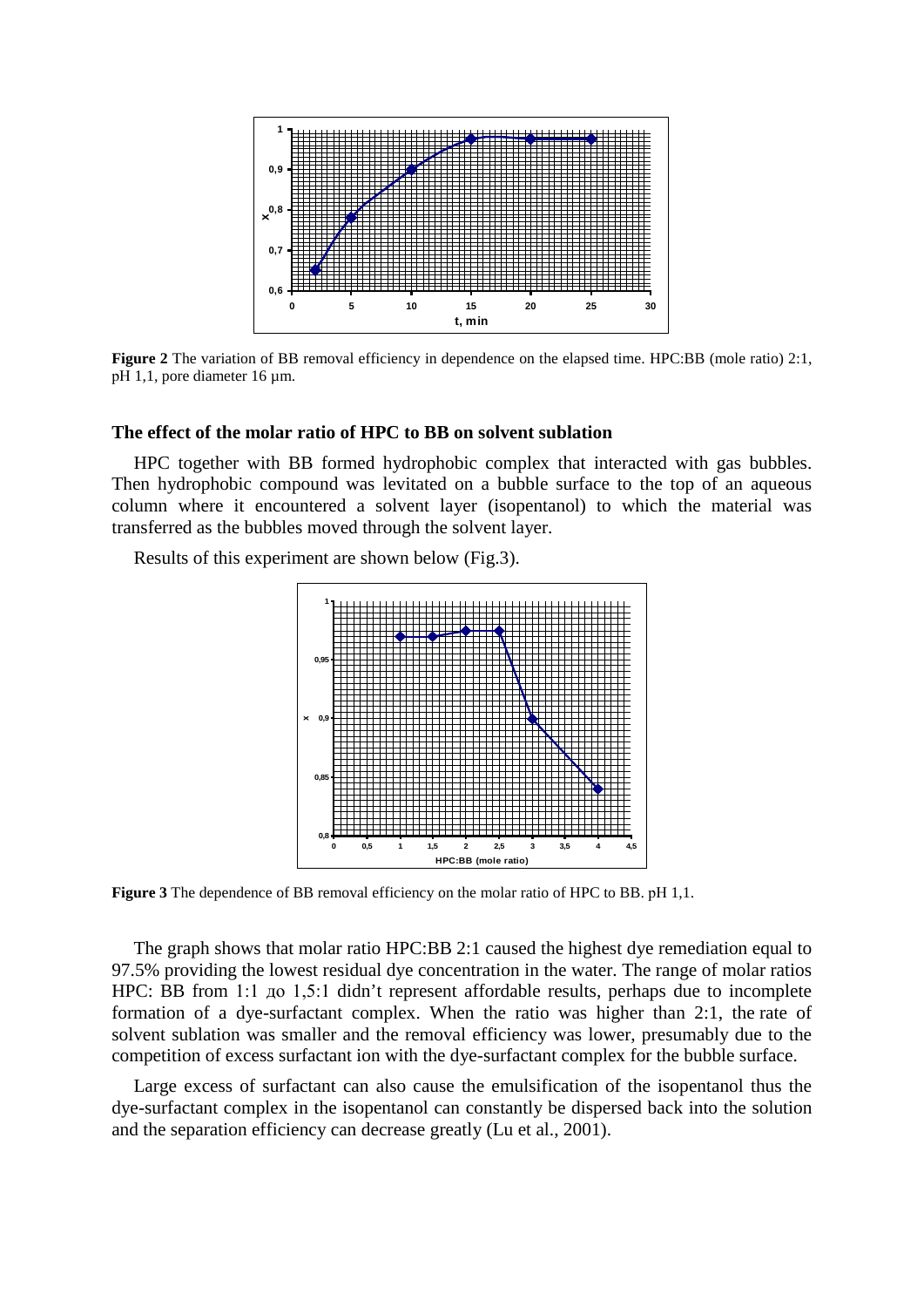**Figure 2** The variation of BB removal efficiency in dependence on the elapsed time. HPC:BB (mole ratio) 2:1, pH 1,1, pore diameter 16 μm.

### The effect of the molar ratio of HPC to BB on solvent sublation

HPC together with BB formed hydrophobic complex that interacted with gas bubbles. Then hydrophobic compound was levitated on a bubble surface to the top of an aqueous column where it encountered a solvent layer (isopentanol) to which the material was transferred as the bubbles moved through the solvent layer.

Results of this experiment are shown below (Fig.3).

**Figure 3** The dependence of BB removal efficiency on the molar ratio of HPC to BB. pH 1,1.

The graph shows that molar ratio HPC:BB 2:1 caused the highest dye remediation equal to 97.5% providing the lowest residual dye concentration in the water. The range of molar ratios HPC: BB from 1:1 до 1,5:1 didn't represent affordable results, perhaps due to incomplete formation of a dye-surfactant complex. When the ratio was higher than 2:1, the rate of solvent sublation was smaller and the removal efficiency was lower, presumably due to the competition of excess surfactant ion with the dye-surfactant complex for the bubble surface.

Large excess of surfactant can also cause the emulsification of the isopentanol thus the dye-surfactant complex in the isopentanol can constantly be dispersed back into the solution and the separation efficiency can decrease greatly (Lu et al., 2001).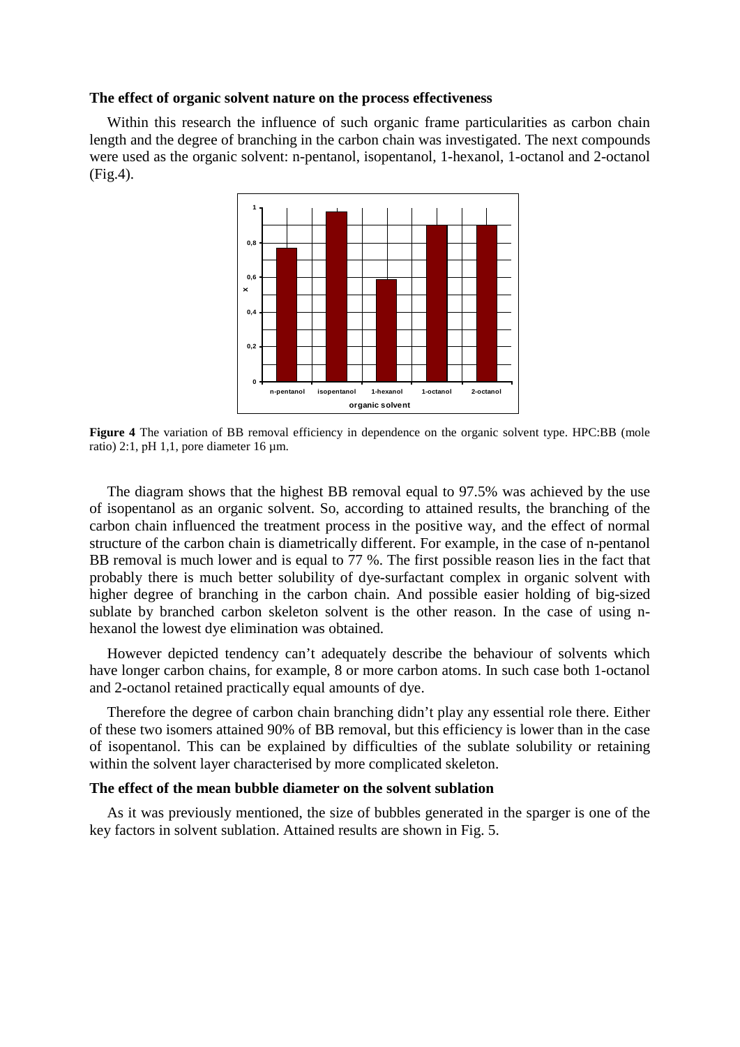### The effect of organic solvent nature on the process effectiveness

Within this research the influence of such organic frame particularities as carbon chain length and the degree of branching in the carbon chain was investigated. The next compounds were used as the organic solvent: n-pentanol, isopentanol, 1-hexanol, 1-octanol and 2-octanol (Fig.4).

**Figure 4** The variation of BB removal efficiency in dependence on the organic solvent type. HPC:BB (mole ratio) 2:1, pH 1,1, pore diameter 16 µm.

The diagram shows that the highest BB removal equal to 97.5% was achieved by the use of isopentanol as an organic solvent. So, according to attained results, the branching of the carbon chain influenced the treatment process in the positive way, and the effect of normal structure of the carbon chain is diametrically different. For example, in the case of n-pentanol BB removal is much lower and is equal to 77 %. The first possible reason lies in the fact that probably there is much better solubility of dye-surfactant complex in organic solvent with higher degree of branching in the carbon chain. And possible easier holding of big-sized sublate by branched carbon skeleton solvent is the other reason. In the case of using n-hexanol the lowest dye elimination was obtained.

However depicted tendency can't adequately describe the behaviour of solvents which have longer carbon chains, for example, 8 or more carbon atoms. In such case both 1-octanol and 2-octanol retained practically equal amounts of dye.

Therefore the degree of carbon chain branching didn't play any essential role there. Either of these two isomers attained 90% of BB removal, but this efficiency is lower than in the case of isopentanol. This can be explained by difficulties of the sublate solubility or retaining within the solvent layer characterised by more complicated skeleton.

### The effect of the mean bubble diameter on the solvent sublation

As it was previously mentioned, the size of bubbles generated in the sparger is one of the key factors in solvent sublation. Attained results are shown in Fig. 5.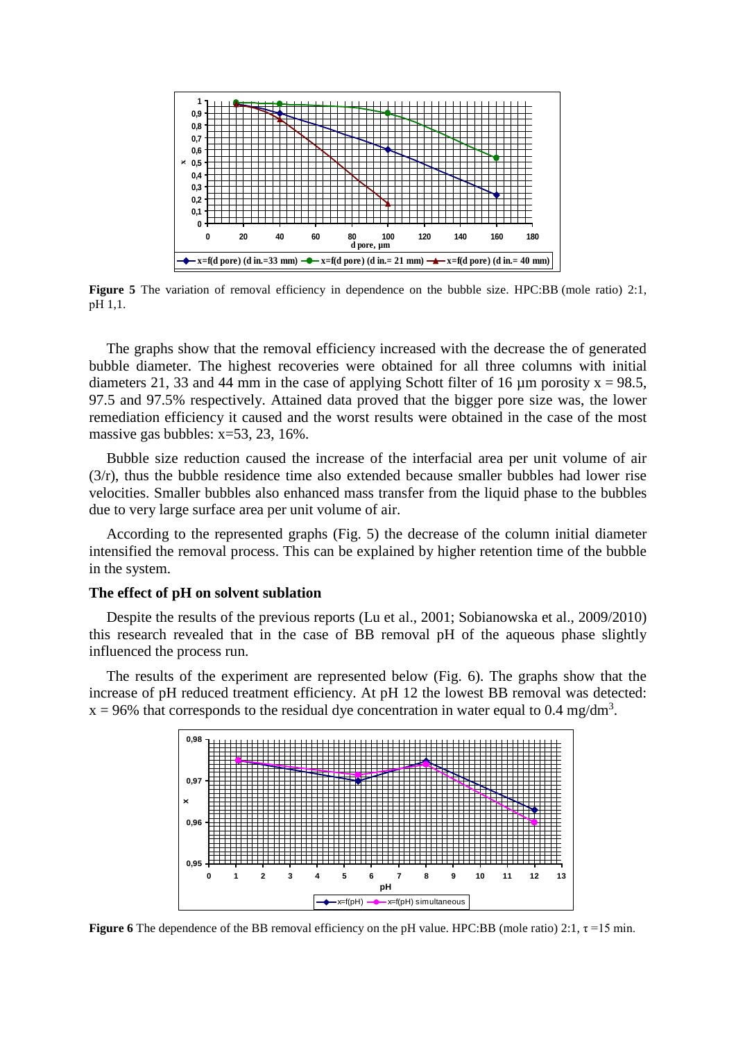**Figure 5** The variation of removal efficiency in dependence on the bubble size. HPC:BB (mole ratio) 2:1, pH 1,1.

The graphs show that the removal efficiency increased with the decrease the of generated bubble diameter. The highest recoveries were obtained for all three columns with initial diameters 21, 33 and 44 mm in the case of applying Schott filter of 16 µm porosity x = 98.5, 97.5 and 97.5% respectively. Attained data proved that the bigger pore size was, the lower remediation efficiency it caused and the worst results were obtained in the case of the most massive gas bubbles: x=53, 23, 16%.

Bubble size reduction caused the increase of the interfacial area per unit volume of air (3/r), thus the bubble residence time also extended because smaller bubbles had lower rise velocities. Smaller bubbles also enhanced mass transfer from the liquid phase to the bubbles due to very large surface area per unit volume of air.

According to the represented graphs (Fig. 5) the decrease of the column initial diameter intensified the removal process. This can be explained by higher retention time of the bubble in the system.

### The effect of pH on solvent sublation

Despite the results of the previous reports (Lu et al., 2001; Sobianowska et al., 2009/2010) this research revealed that in the case of BB removal pH of the aqueous phase slightly influenced the process run.

The results of the experiment are represented below (Fig. 6). The graphs show that the increase of pH reduced treatment efficiency. At pH 12 the lowest BB removal was detected: x = 96% that corresponds to the residual dye concentration in water equal to 0.4 mg/dm$^3$.

**Figure 6** The dependence of the BB removal efficiency on the pH value. HPC:BB (mole ratio) 2:1, $\tau$ =15 min.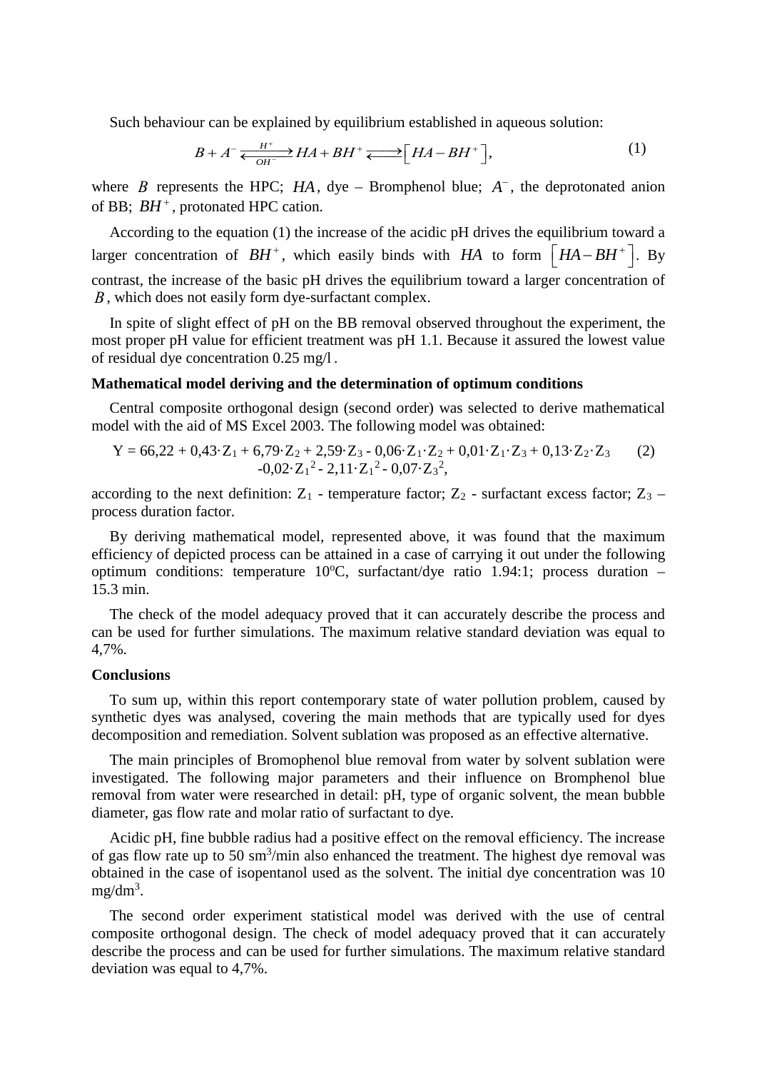Such behaviour can be explained by equilibrium established in aqueous solution:

$$B + A^- \underset{OH^-}{\overset{H^+}{\rightleftarrows}} HA + BH^+ \rightleftarrows \left[HA - BH^+\right], \tag{1}$$

where $B$ represents the HPC; $HA$, dye – Bromphenol blue; $A^-$, the deprotonated anion of BB; $BH^+$, protonated HPC cation.

According to the equation (1) the increase of the acidic pH drives the equilibrium toward a larger concentration of $BH^+$, which easily binds with $HA$ to form $\left[HA - BH^+\right]$. By contrast, the increase of the basic pH drives the equilibrium toward a larger concentration of $B$, which does not easily form dye-surfactant complex.

In spite of slight effect of pH on the BB removal observed throughout the experiment, the most proper pH value for efficient treatment was pH 1.1. Because it assured the lowest value of residual dye concentration 0.25 mg/l.

**Mathematical model deriving and the determination of optimum conditions**

Central composite orthogonal design (second order) was selected to derive mathematical model with the aid of MS Excel 2003. The following model was obtained:

$$Y = 66{,}22 + 0{,}43\cdot Z_1 + 6{,}79\cdot Z_2 + 2{,}59\cdot Z_3 - 0{,}06\cdot Z_1\cdot Z_2 + 0{,}01\cdot Z_1\cdot Z_3 + 0{,}13\cdot Z_2\cdot Z_3 - 0{,}02\cdot Z_1^2 - 2{,}11\cdot Z_1^2 - 0{,}07\cdot Z_3^2, \tag{2}$$

according to the next definition: $Z_1$ - temperature factor; $Z_2$ - surfactant excess factor; $Z_3$ – process duration factor.

By deriving mathematical model, represented above, it was found that the maximum efficiency of depicted process can be attained in a case of carrying it out under the following optimum conditions: temperature 10°C, surfactant/dye ratio 1.94:1; process duration – 15.3 min.

The check of the model adequacy proved that it can accurately describe the process and can be used for further simulations. The maximum relative standard deviation was equal to 4,7%.

**Conclusions**

To sum up, within this report contemporary state of water pollution problem, caused by synthetic dyes was analysed, covering the main methods that are typically used for dyes decomposition and remediation. Solvent sublation was proposed as an effective alternative.

The main principles of Bromophenol blue removal from water by solvent sublation were investigated. The following major parameters and their influence on Bromphenol blue removal from water were researched in detail: pH, type of organic solvent, the mean bubble diameter, gas flow rate and molar ratio of surfactant to dye.

Acidic pH, fine bubble radius had a positive effect on the removal efficiency. The increase of gas flow rate up to 50 $sm^3$/min also enhanced the treatment. The highest dye removal was obtained in the case of isopentanol used as the solvent. The initial dye concentration was 10 $mg/dm^3$.

The second order experiment statistical model was derived with the use of central composite orthogonal design. The check of model adequacy proved that it can accurately describe the process and can be used for further simulations. The maximum relative standard deviation was equal to 4,7%.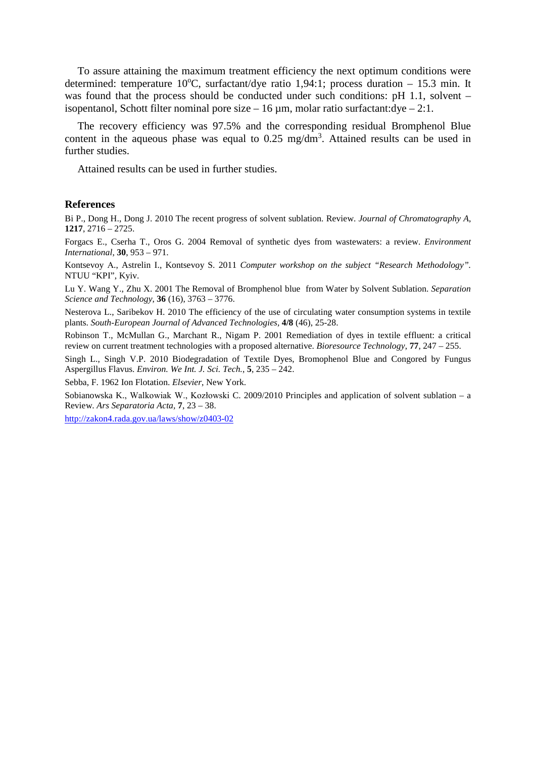To assure attaining the maximum treatment efficiency the next optimum conditions were determined: temperature $10^{o}C$, surfactant/dye ratio 1,94:1; process duration – 15.3 min. It was found that the process should be conducted under such conditions: pH 1.1, solvent – isopentanol, Schott filter nominal pore size – 16 µm, molar ratio surfactant:dye – 2:1.

The recovery efficiency was 97.5% and the corresponding residual Bromphenol Blue content in the aqueous phase was equal to 0.25 $mg/dm^3$. Attained results can be used in further studies.

Attained results can be used in further studies.

## References

Bi P., Dong H., Dong J. 2010 The recent progress of solvent sublation. Review. *Journal of Chromatography A*, **1217**, 2716 – 2725.

Forgacs E., Cserha T., Oros G. 2004 Removal of synthetic dyes from wastewaters: a review. *Environment International*, **30**, 953 – 971.

Kontsevoy A., Astrelin I., Kontsevoy S. 2011 *Computer workshop on the subject "Research Methodology"*. NTUU "KPI", Kyiv.

Lu Y. Wang Y., Zhu X. 2001 The Removal of Bromphenol blue from Water by Solvent Sublation. *Separation Science and Technology*, **36** (16), 3763 – 3776.

Nesterova L., Saribekov H. 2010 The efficiency of the use of circulating water consumption systems in textile plants. *South-European Journal of Advanced Technologies*, **4/8** (46), 25-28.

Robinson T., McMullan G., Marchant R., Nigam P. 2001 Remediation of dyes in textile effluent: a critical review on current treatment technologies with a proposed alternative. *Bioresource Technology*, **77**, 247 – 255.

Singh L., Singh V.P. 2010 Biodegradation of Textile Dyes, Bromophenol Blue and Congored by Fungus Aspergillus Flavus. *Environ. We Int. J. Sci. Tech.*, **5**, 235 – 242.

Sebba, F. 1962 Ion Flotation. *Elsevier*, New York.

Sobianowska K., Walkowiak W., Kozłowski C. 2009/2010 Principles and application of solvent sublation – a Review. *Ars Separatoria Acta*, **7**, 23 – 38.

http://zakon4.rada.gov.ua/laws/show/z0403-02